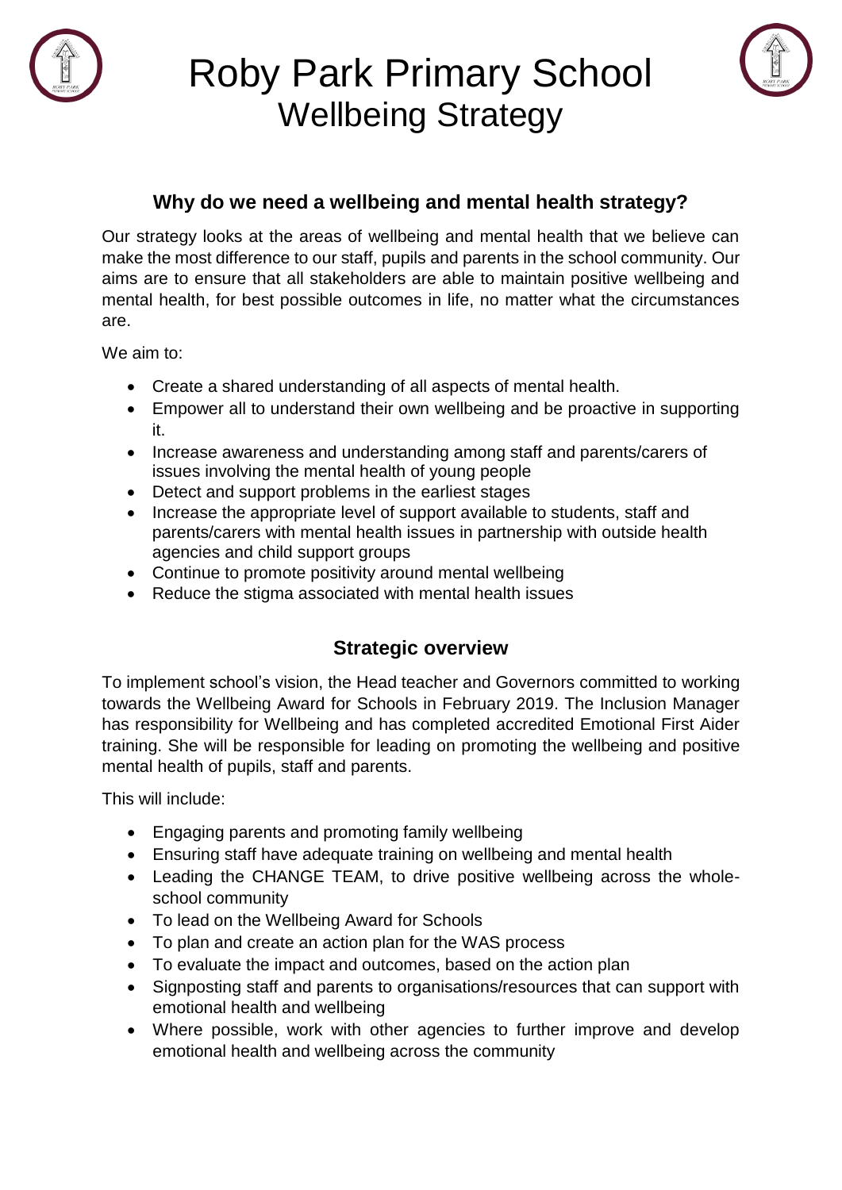# Roby Park Primary School
## Wellbeing Strategy

### Why do we need a wellbeing and mental health strategy?

Our strategy looks at the areas of wellbeing and mental health that we believe can make the most difference to our staff, pupils and parents in the school community. Our aims are to ensure that all stakeholders are able to maintain positive wellbeing and mental health, for best possible outcomes in life, no matter what the circumstances are.

We aim to:

- Create a shared understanding of all aspects of mental health.
- Empower all to understand their own wellbeing and be proactive in supporting it.
- Increase awareness and understanding among staff and parents/carers of issues involving the mental health of young people
- Detect and support problems in the earliest stages
- Increase the appropriate level of support available to students, staff and parents/carers with mental health issues in partnership with outside health agencies and child support groups
- Continue to promote positivity around mental wellbeing
- Reduce the stigma associated with mental health issues

### Strategic overview

To implement school's vision, the Head teacher and Governors committed to working towards the Wellbeing Award for Schools in February 2019. The Inclusion Manager has responsibility for Wellbeing and has completed accredited Emotional First Aider training. She will be responsible for leading on promoting the wellbeing and positive mental health of pupils, staff and parents.

This will include:

- Engaging parents and promoting family wellbeing
- Ensuring staff have adequate training on wellbeing and mental health
- Leading the CHANGE TEAM, to drive positive wellbeing across the whole-school community
- To lead on the Wellbeing Award for Schools
- To plan and create an action plan for the WAS process
- To evaluate the impact and outcomes, based on the action plan
- Signposting staff and parents to organisations/resources that can support with emotional health and wellbeing
- Where possible, work with other agencies to further improve and develop emotional health and wellbeing across the community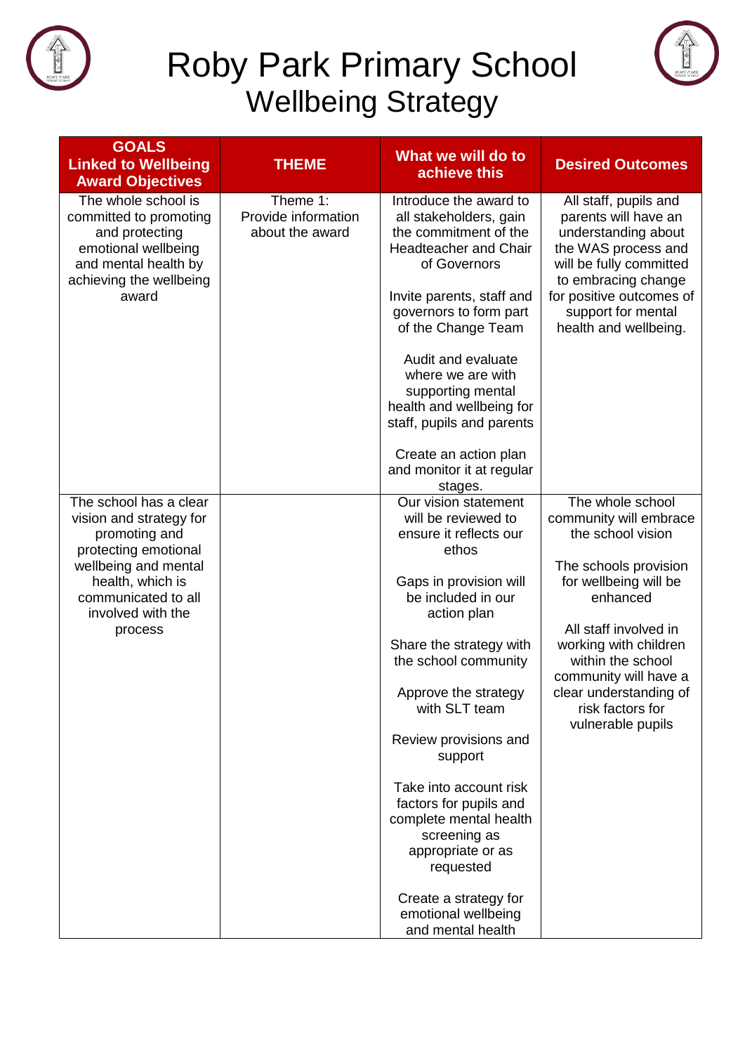# Roby Park Primary School
## Wellbeing Strategy

| GOALS Linked to Wellbeing Award Objectives | THEME | What we will do to achieve this | Desired Outcomes |
|---|---|---|---|
| The whole school is committed to promoting and protecting emotional wellbeing and mental health by achieving the wellbeing award | Theme 1: Provide information about the award | Introduce the award to all stakeholders, gain the commitment of the Headteacher and Chair of Governors<br><br>Invite parents, staff and governors to form part of the Change Team<br><br>Audit and evaluate where we are with supporting mental health and wellbeing for staff, pupils and parents<br><br>Create an action plan and monitor it at regular stages. | All staff, pupils and parents will have an understanding about the WAS process and will be fully committed to embracing change for positive outcomes of support for mental health and wellbeing. |
| The school has a clear vision and strategy for promoting and protecting emotional wellbeing and mental health, which is communicated to all involved with the process | | Our vision statement will be reviewed to ensure it reflects our ethos<br><br>Gaps in provision will be included in our action plan<br><br>Share the strategy with the school community<br><br>Approve the strategy with SLT team<br><br>Review provisions and support<br><br>Take into account risk factors for pupils and complete mental health screening as appropriate or as requested<br><br>Create a strategy for emotional wellbeing and mental health | The whole school community will embrace the school vision<br><br>The schools provision for wellbeing will be enhanced<br><br>All staff involved in working with children within the school community will have a clear understanding of risk factors for vulnerable pupils |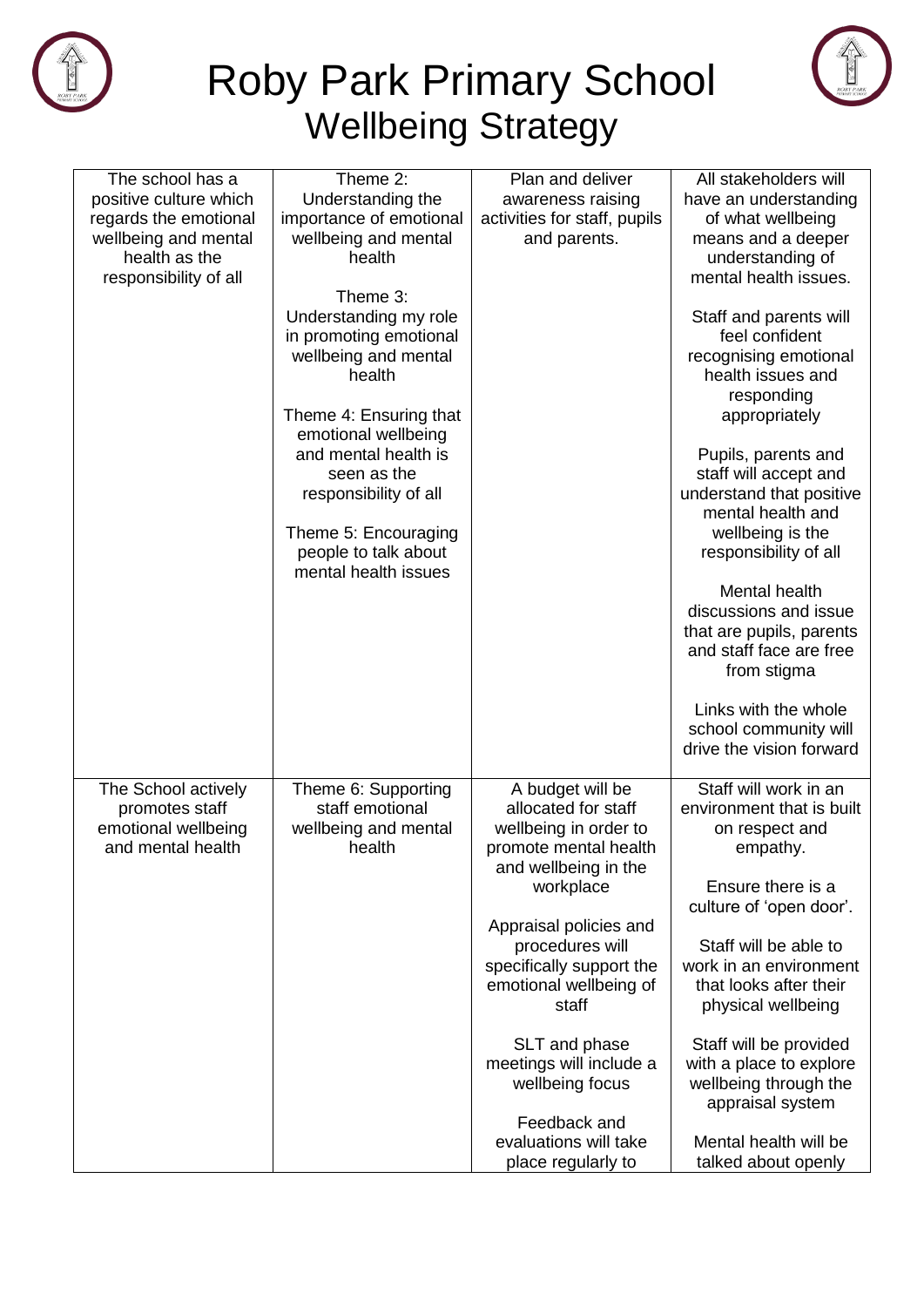# Roby Park Primary School
## Wellbeing Strategy

| | | | |
|---|---|---|---|
| The school has a positive culture which regards the emotional wellbeing and mental health as the responsibility of all | Theme 2: Understanding the importance of emotional wellbeing and mental health<br><br>Theme 3: Understanding my role in promoting emotional wellbeing and mental health<br><br>Theme 4: Ensuring that emotional wellbeing and mental health is seen as the responsibility of all<br><br>Theme 5: Encouraging people to talk about mental health issues | Plan and deliver awareness raising activities for staff, pupils and parents. | All stakeholders will have an understanding of what wellbeing means and a deeper understanding of mental health issues.<br><br>Staff and parents will feel confident recognising emotional health issues and responding appropriately<br><br>Pupils, parents and staff will accept and understand that positive mental health and wellbeing is the responsibility of all<br><br>Mental health discussions and issue that are pupils, parents and staff face are free from stigma<br><br>Links with the whole school community will drive the vision forward |
| The School actively promotes staff emotional wellbeing and mental health | Theme 6: Supporting staff emotional wellbeing and mental health | A budget will be allocated for staff wellbeing in order to promote mental health and wellbeing in the workplace<br><br>Appraisal policies and procedures will specifically support the emotional wellbeing of staff<br><br>SLT and phase meetings will include a wellbeing focus<br><br>Feedback and evaluations will take place regularly to | Staff will work in an environment that is built on respect and empathy.<br><br>Ensure there is a culture of 'open door'.<br><br>Staff will be able to work in an environment that looks after their physical wellbeing<br><br>Staff will be provided with a place to explore wellbeing through the appraisal system<br><br>Mental health will be talked about openly |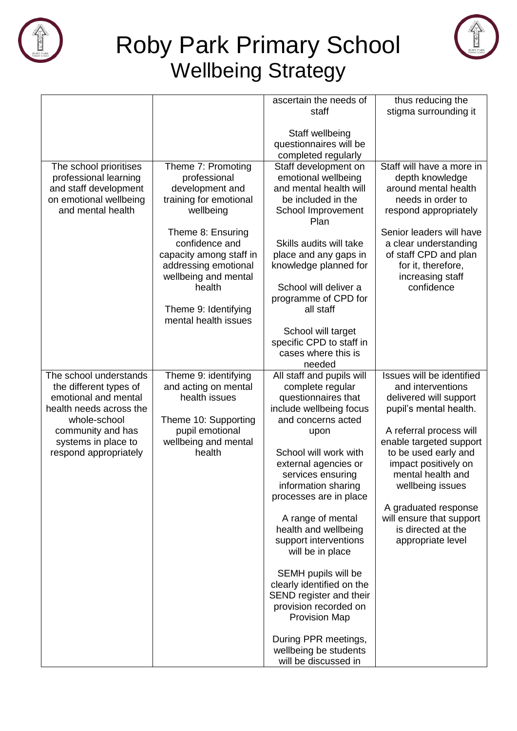# Roby Park Primary School
## Wellbeing Strategy

| | | | |
|---|---|---|---|
| | | ascertain the needs of staff<br><br>Staff wellbeing questionnaires will be completed regularly | thus reducing the stigma surrounding it |
| The school prioritises professional learning and staff development on emotional wellbeing and mental health | Theme 7: Promoting professional development and training for emotional wellbeing<br><br>Theme 8: Ensuring confidence and capacity among staff in addressing emotional wellbeing and mental health<br><br>Theme 9: Identifying mental health issues | Staff development on emotional wellbeing and mental health will be included in the School Improvement Plan<br><br>Skills audits will take place and any gaps in knowledge planned for<br><br>School will deliver a programme of CPD for all staff<br><br>School will target specific CPD to staff in cases where this is needed | Staff will have a more in depth knowledge around mental health needs in order to respond appropriately<br><br>Senior leaders will have a clear understanding of staff CPD and plan for it, therefore, increasing staff confidence |
| The school understands the different types of emotional and mental health needs across the whole-school community and has systems in place to respond appropriately | Theme 9: identifying and acting on mental health issues<br><br>Theme 10: Supporting pupil emotional wellbeing and mental health | All staff and pupils will complete regular questionnaires that include wellbeing focus and concerns acted upon<br><br>School will work with external agencies or services ensuring information sharing processes are in place<br><br>A range of mental health and wellbeing support interventions will be in place<br><br>SEMH pupils will be clearly identified on the SEND register and their provision recorded on Provision Map<br><br>During PPR meetings, wellbeing be students will be discussed in | Issues will be identified and interventions delivered will support pupil's mental health.<br><br>A referral process will enable targeted support to be used early and impact positively on mental health and wellbeing issues<br><br>A graduated response will ensure that support is directed at the appropriate level |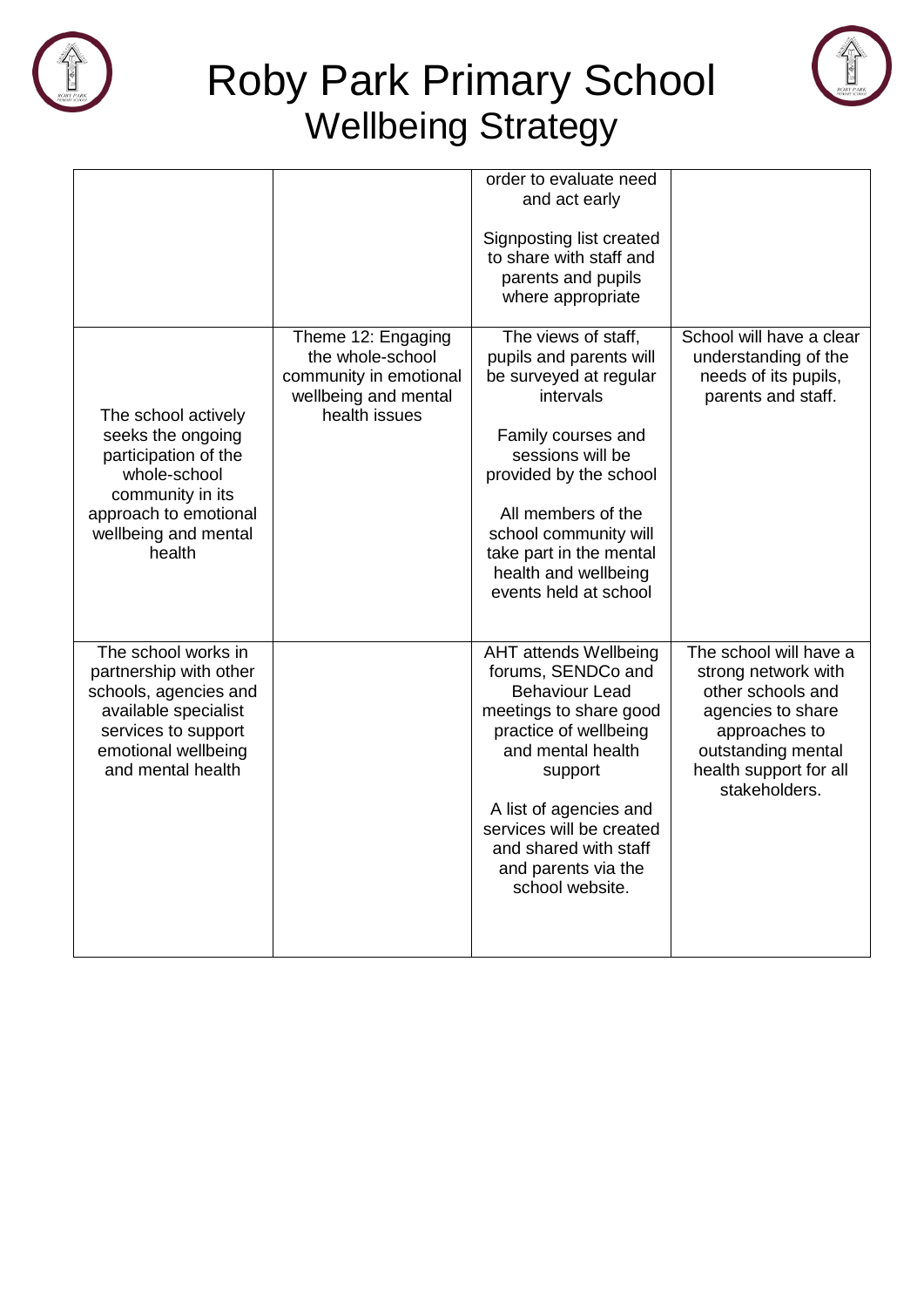# Roby Park Primary School
## Wellbeing Strategy

| | | | |
|---|---|---|---|
| | | order to evaluate need and act early<br><br>Signposting list created to share with staff and parents and pupils where appropriate | |
| The school actively seeks the ongoing participation of the whole-school community in its approach to emotional wellbeing and mental health | Theme 12: Engaging the whole-school community in emotional wellbeing and mental health issues | The views of staff, pupils and parents will be surveyed at regular intervals<br><br>Family courses and sessions will be provided by the school<br><br>All members of the school community will take part in the mental health and wellbeing events held at school | School will have a clear understanding of the needs of its pupils, parents and staff. |
| The school works in partnership with other schools, agencies and available specialist services to support emotional wellbeing and mental health | | AHT attends Wellbeing forums, SENDCo and Behaviour Lead meetings to share good practice of wellbeing and mental health support<br><br>A list of agencies and services will be created and shared with staff and parents via the school website. | The school will have a strong network with other schools and agencies to share approaches to outstanding mental health support for all stakeholders. |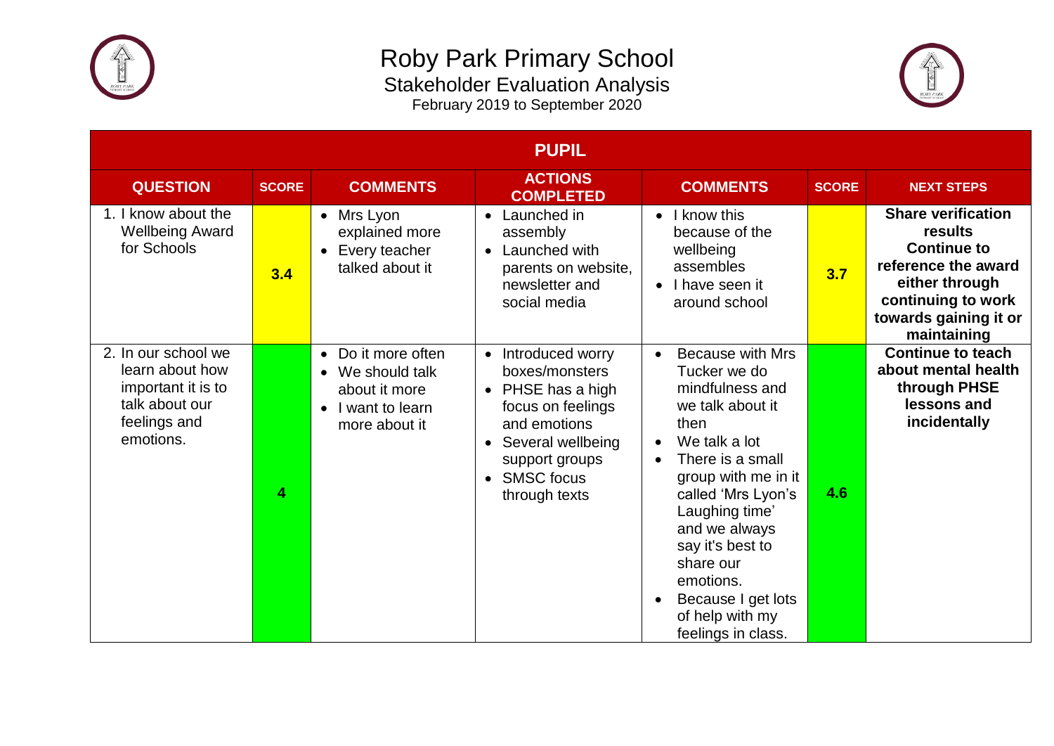# Roby Park Primary School

## Stakeholder Evaluation Analysis

February 2019 to September 2020

| PUPIL | | | | | | |
|---|---|---|---|---|---|---|
| **QUESTION** | **SCORE** | **COMMENTS** | **ACTIONS COMPLETED** | **COMMENTS** | **SCORE** | **NEXT STEPS** |
| 1. I know about the Wellbeing Award for Schools | **3.4** | • Mrs Lyon explained more<br>• Every teacher talked about it | • Launched in assembly<br>• Launched with parents on website, newsletter and social media | • I know this because of the wellbeing assembles<br>• I have seen it around school | **3.7** | **Share verification results**<br>**Continue to reference the award either through continuing to work towards gaining it or maintaining** |
| 2. In our school we learn about how important it is to talk about our feelings and emotions. | **4** | • Do it more often<br>• We should talk about it more<br>• I want to learn more about it | • Introduced worry boxes/monsters<br>• PHSE has a high focus on feelings and emotions<br>• Several wellbeing support groups<br>• SMSC focus through texts | • Because with Mrs Tucker we do mindfulness and we talk about it then<br>• We talk a lot<br>• There is a small group with me in it called 'Mrs Lyon's Laughing time' and we always say it's best to share our emotions.<br>• Because I get lots of help with my feelings in class. | **4.6** | **Continue to teach about mental health through PHSE lessons and incidentally** |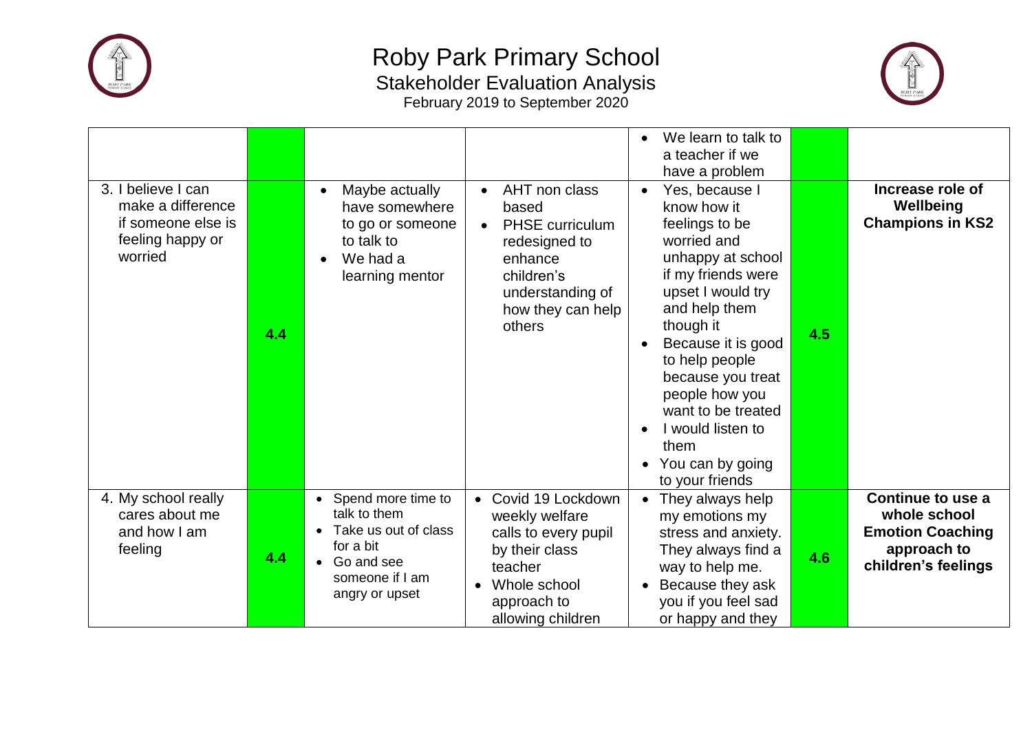# Roby Park Primary School

## Stakeholder Evaluation Analysis

February 2019 to September 2020

| | | | | | | |
|---|---|---|---|---|---|---|
| | | | | • We learn to talk to a teacher if we have a problem | | |
| 3. I believe I can make a difference if someone else is feeling happy or worried | 4.4 | • Maybe actually have somewhere to go or someone to talk to<br>• We had a learning mentor | • AHT non class based<br>• PHSE curriculum redesigned to enhance children's understanding of how they can help others | • Yes, because I know how it feelings to be worried and unhappy at school if my friends were upset I would try and help them though it<br>• Because it is good to help people because you treat people how you want to be treated<br>• I would listen to them<br>• You can by going to your friends | 4.5 | **Increase role of Wellbeing Champions in KS2** |
| 4. My school really cares about me and how I am feeling | 4.4 | • Spend more time to talk to them<br>• Take us out of class for a bit<br>• Go and see someone if I am angry or upset | • Covid 19 Lockdown weekly welfare calls to every pupil by their class teacher<br>• Whole school approach to allowing children | • They always help my emotions my stress and anxiety. They always find a way to help me.<br>• Because they ask you if you feel sad or happy and they | 4.6 | **Continue to use a whole school Emotion Coaching approach to children's feelings** |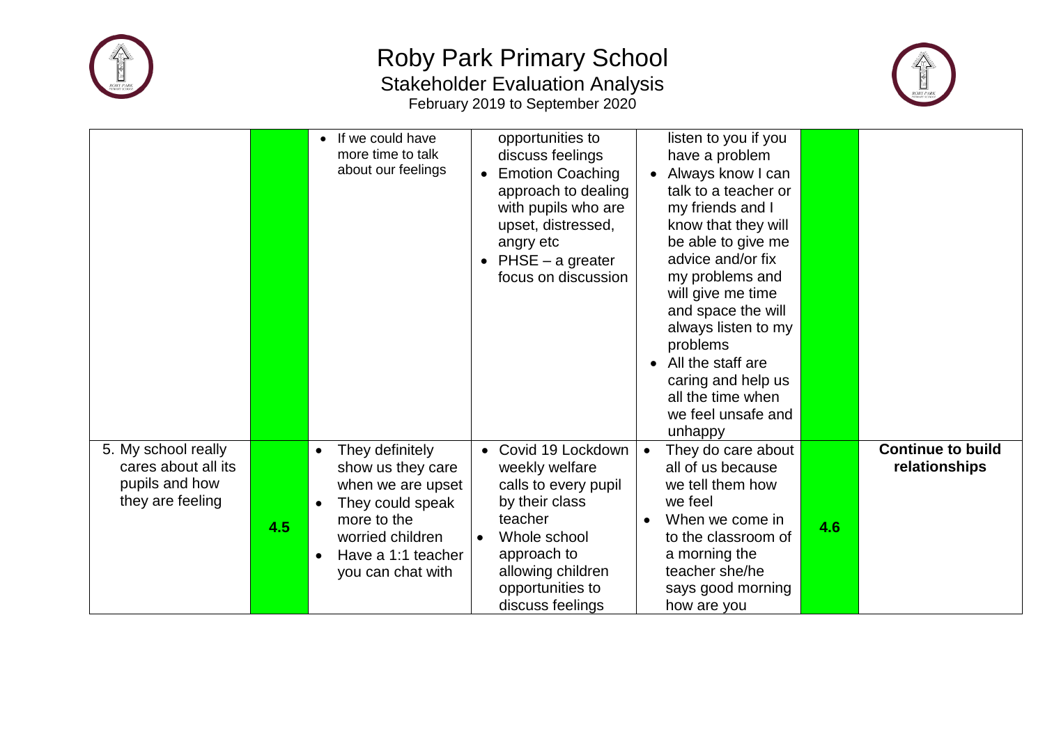# Roby Park Primary School

## Stakeholder Evaluation Analysis

February 2019 to September 2020

| | | | | | | |
|---|---|---|---|---|---|---|
| | | • If we could have more time to talk about our feelings | opportunities to discuss feelings<br>• Emotion Coaching approach to dealing with pupils who are upset, distressed, angry etc<br>• PHSE – a greater focus on discussion | listen to you if you have a problem<br>• Always know I can talk to a teacher or my friends and I know that they will be able to give me advice and/or fix my problems and will give me time and space the will always listen to my problems<br>• All the staff are caring and help us all the time when we feel unsafe and unhappy | | |
| 5. My school really cares about all its pupils and how they are feeling | 4.5 | • They definitely show us they care when we are upset<br>• They could speak more to the worried children<br>• Have a 1:1 teacher you can chat with | • Covid 19 Lockdown weekly welfare calls to every pupil by their class teacher<br>• Whole school approach to allowing children opportunities to discuss feelings | • They do care about all of us because we tell them how we feel<br>• When we come in to the classroom of a morning the teacher she/he says good morning how are you | 4.6 | **Continue to build relationships** |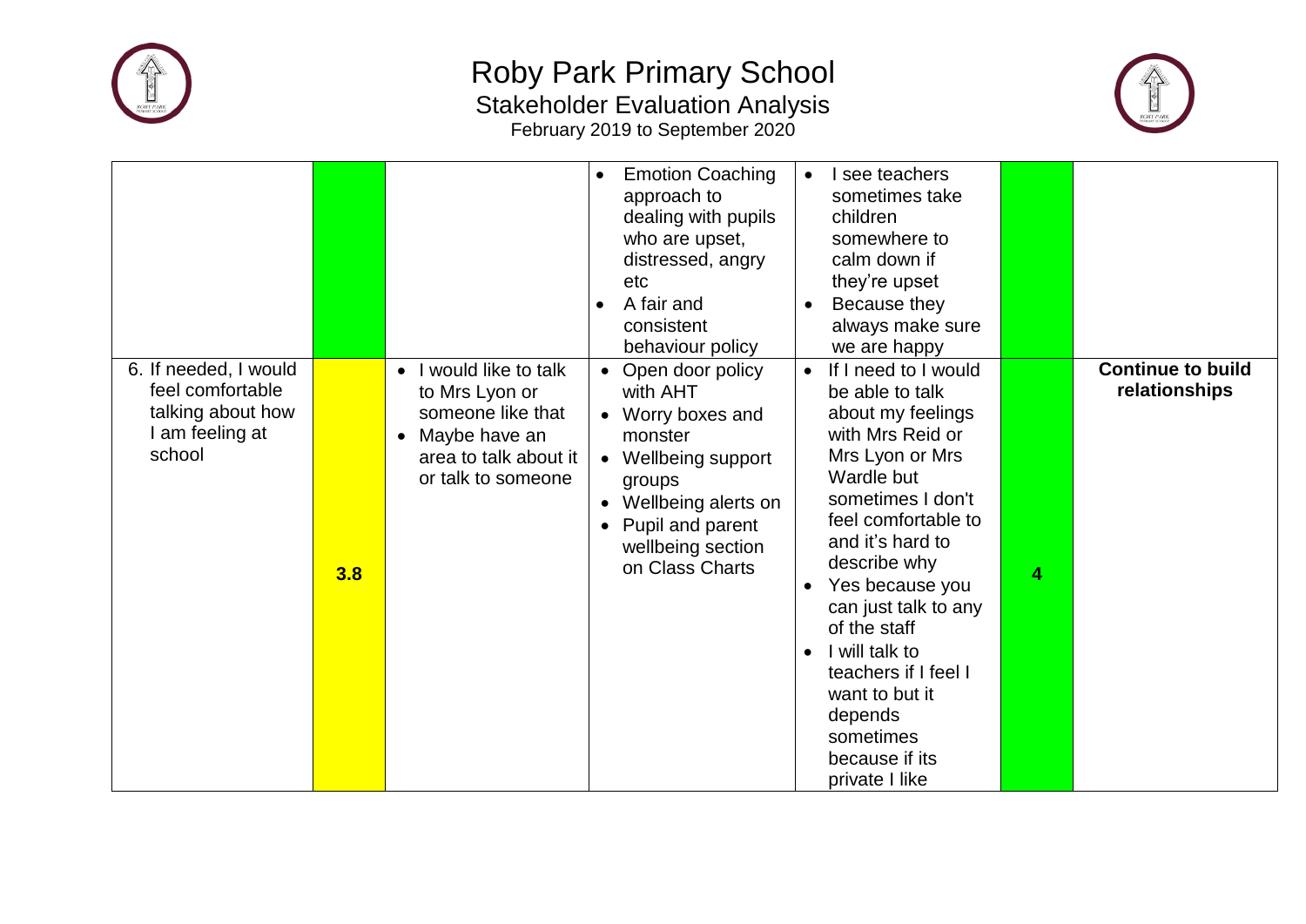# Roby Park Primary School

## Stakeholder Evaluation Analysis

February 2019 to September 2020

| | | | | | | |
|---|---|---|---|---|---|---|
| | | | • Emotion Coaching approach to dealing with pupils who are upset, distressed, angry etc<br>• A fair and consistent behaviour policy | • I see teachers sometimes take children somewhere to calm down if they're upset<br>• Because they always make sure we are happy | | |
| 6. If needed, I would feel comfortable talking about how I am feeling at school | 3.8 | • I would like to talk to Mrs Lyon or someone like that<br>• Maybe have an area to talk about it or talk to someone | • Open door policy with AHT<br>• Worry boxes and monster<br>• Wellbeing support groups<br>• Wellbeing alerts on<br>• Pupil and parent wellbeing section on Class Charts | • If I need to I would be able to talk about my feelings with Mrs Reid or Mrs Lyon or Mrs Wardle but sometimes I don't feel comfortable to and it's hard to describe why<br>• Yes because you can just talk to any of the staff<br>• I will talk to teachers if I feel I want to but it depends sometimes because if its private I like | 4 | **Continue to build relationships** |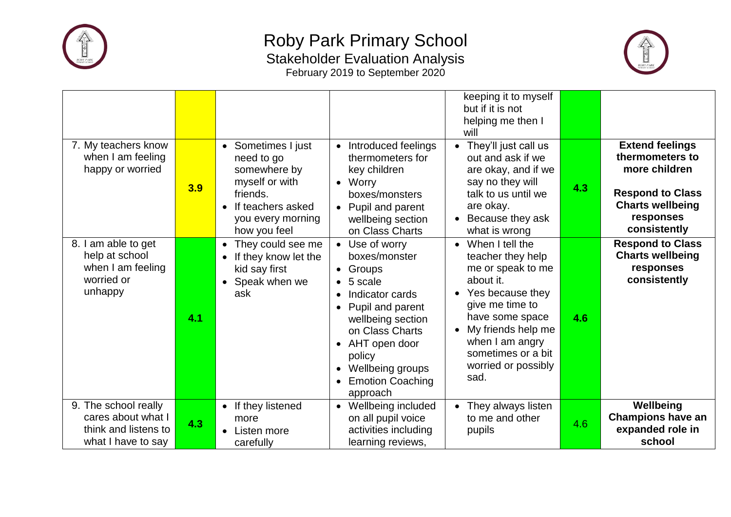# Roby Park Primary School

## Stakeholder Evaluation Analysis

February 2019 to September 2020

| | | | | | | |
|---|---|---|---|---|---|---|
| | | | | keeping it to myself but if it is not helping me then I will | | |
| 7. My teachers know when I am feeling happy or worried | **3.9** | • Sometimes I just need to go somewhere by myself or with friends.<br>• If teachers asked you every morning how you feel | • Introduced feelings thermometers for key children<br>• Worry boxes/monsters<br>• Pupil and parent wellbeing section on Class Charts | • They'll just call us out and ask if we are okay, and if we say no they will talk to us until we are okay.<br>• Because they ask what is wrong | **4.3** | **Extend feelings thermometers to more children**<br><br>**Respond to Class Charts wellbeing responses consistently** |
| 8. I am able to get help at school when I am feeling worried or unhappy | **4.1** | • They could see me<br>• If they know let the kid say first<br>• Speak when we ask | • Use of worry boxes/monster<br>• Groups<br>• 5 scale<br>• Indicator cards<br>• Pupil and parent wellbeing section on Class Charts<br>• AHT open door policy<br>• Wellbeing groups<br>• Emotion Coaching approach | • When I tell the teacher they help me or speak to me about it.<br>• Yes because they give me time to have some space<br>• My friends help me when I am angry sometimes or a bit worried or possibly sad. | **4.6** | **Respond to Class Charts wellbeing responses consistently** |
| 9. The school really cares about what I think and listens to what I have to say | **4.3** | • If they listened more<br>• Listen more carefully | • Wellbeing included on all pupil voice activities including learning reviews, | • They always listen to me and other pupils | 4.6 | **Wellbeing Champions have an expanded role in school** |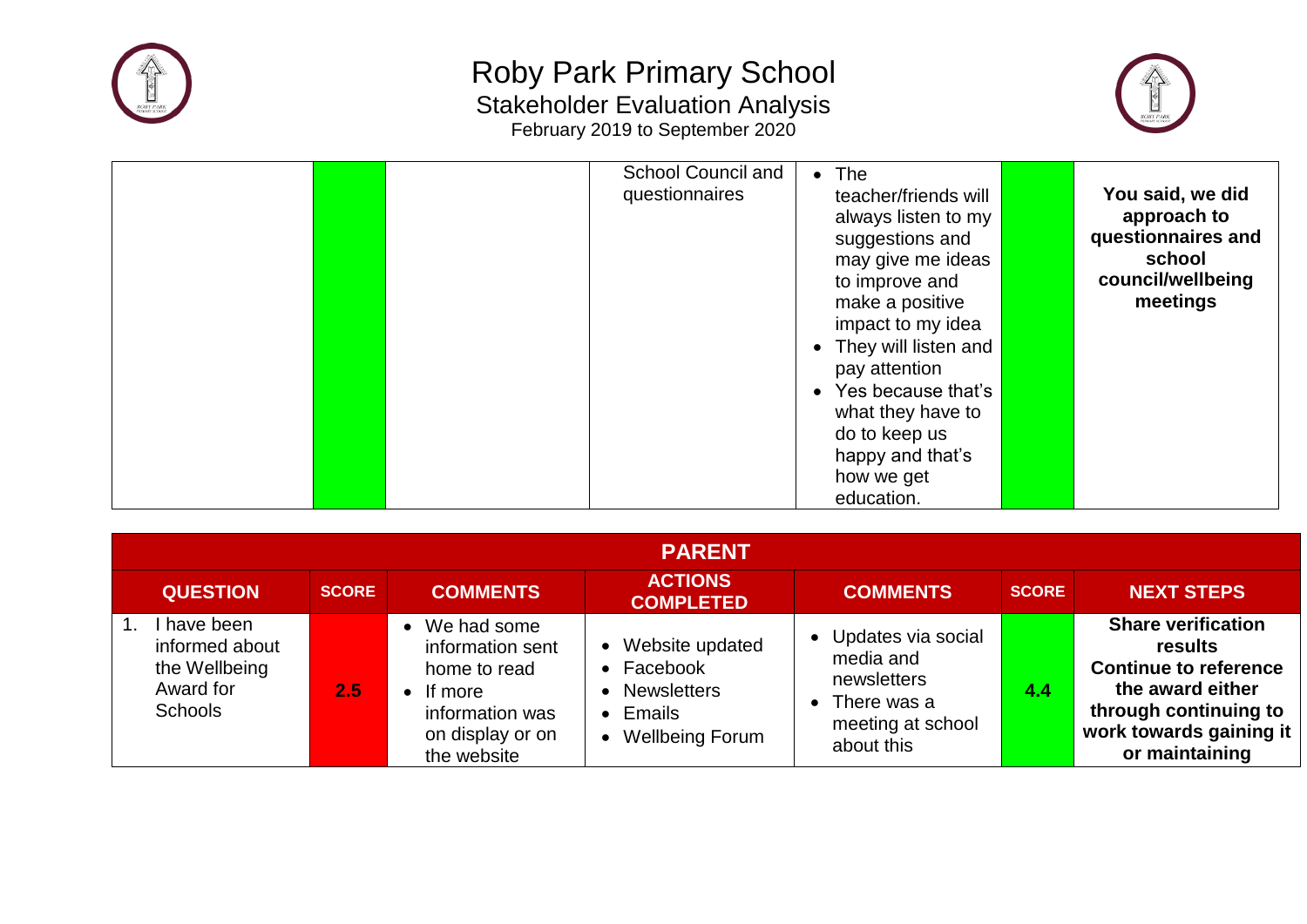# Roby Park Primary School

## Stakeholder Evaluation Analysis

February 2019 to September 2020

| | | | | | | |
|---|---|---|---|---|---|---|
| | | | School Council and questionnaires | • The teacher/friends will always listen to my suggestions and may give me ideas to improve and make a positive impact to my idea<br>• They will listen and pay attention<br>• Yes because that's what they have to do to keep us happy and that's how we get education. | | **You said, we did approach to questionnaires and school council/wellbeing meetings** |

| **PARENT** | | | | | | |
|---|---|---|---|---|---|---|
| **QUESTION** | **SCORE** | **COMMENTS** | **ACTIONS COMPLETED** | **COMMENTS** | **SCORE** | **NEXT STEPS** |
| 1. I have been informed about the Wellbeing Award for Schools | **2.5** | • We had some information sent home to read<br>• If more information was on display or on the website | • Website updated<br>• Facebook<br>• Newsletters<br>• Emails<br>• Wellbeing Forum | • Updates via social media and newsletters<br>• There was a meeting at school about this | **4.4** | **Share verification results<br>Continue to reference the award either through continuing to work towards gaining it or maintaining** |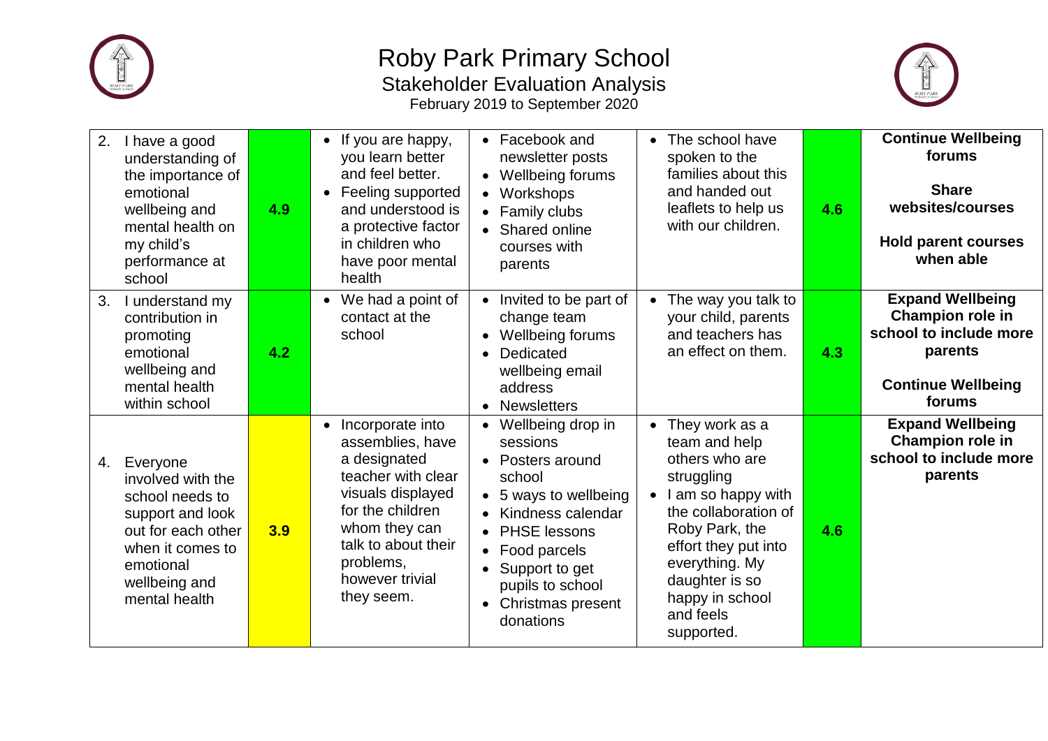# Roby Park Primary School

## Stakeholder Evaluation Analysis

February 2019 to September 2020

| | | | | | | |
|---|---|---|---|---|---|---|
| 2. I have a good understanding of the importance of emotional wellbeing and mental health on my child's performance at school | 4.9 | • If you are happy, you learn better and feel better.<br>• Feeling supported and understood is a protective factor in children who have poor mental health | • Facebook and newsletter posts<br>• Wellbeing forums<br>• Workshops<br>• Family clubs<br>• Shared online courses with parents | • The school have spoken to the families about this and handed out leaflets to help us with our children. | 4.6 | **Continue Wellbeing forums**<br><br>**Share websites/courses**<br><br>**Hold parent courses when able** |
| 3. I understand my contribution in promoting emotional wellbeing and mental health within school | 4.2 | • We had a point of contact at the school | • Invited to be part of change team<br>• Wellbeing forums<br>• Dedicated wellbeing email address<br>• Newsletters | • The way you talk to your child, parents and teachers has an effect on them. | 4.3 | **Expand Wellbeing Champion role in school to include more parents**<br><br>**Continue Wellbeing forums** |
| 4. Everyone involved with the school needs to support and look out for each other when it comes to emotional wellbeing and mental health | 3.9 | • Incorporate into assemblies, have a designated teacher with clear visuals displayed for the children whom they can talk to about their problems, however trivial they seem. | • Wellbeing drop in sessions<br>• Posters around school<br>• 5 ways to wellbeing<br>• Kindness calendar<br>• PHSE lessons<br>• Food parcels<br>• Support to get pupils to school<br>• Christmas present donations | • They work as a team and help others who are struggling<br>• I am so happy with the collaboration of Roby Park, the effort they put into everything. My daughter is so happy in school and feels supported. | 4.6 | **Expand Wellbeing Champion role in school to include more parents** |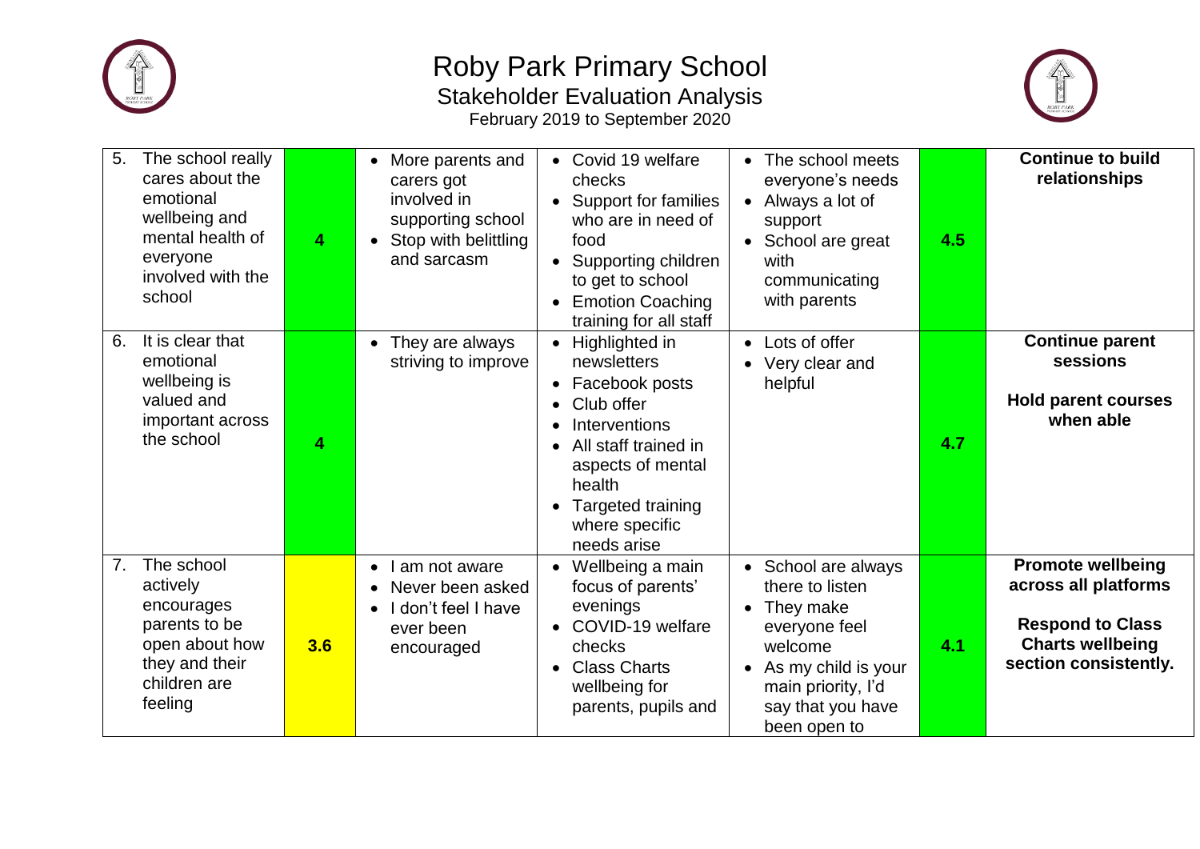# Roby Park Primary School

## Stakeholder Evaluation Analysis

February 2019 to September 2020

| | | | | | | |
|---|---|---|---|---|---|---|
| 5. The school really cares about the emotional wellbeing and mental health of everyone involved with the school | **4** | • More parents and carers got involved in supporting school<br>• Stop with belittling and sarcasm | • Covid 19 welfare checks<br>• Support for families who are in need of food<br>• Supporting children to get to school<br>• Emotion Coaching training for all staff | • The school meets everyone's needs<br>• Always a lot of support<br>• School are great with communicating with parents | **4.5** | **Continue to build relationships** |
| 6. It is clear that emotional wellbeing is valued and important across the school | **4** | • They are always striving to improve | • Highlighted in newsletters<br>• Facebook posts<br>• Club offer<br>• Interventions<br>• All staff trained in aspects of mental health<br>• Targeted training where specific needs arise | • Lots of offer<br>• Very clear and helpful | **4.7** | **Continue parent sessions**<br><br>**Hold parent courses when able** |
| 7. The school actively encourages parents to be open about how they and their children are feeling | **3.6** | • I am not aware<br>• Never been asked<br>• I don't feel I have ever been encouraged | • Wellbeing a main focus of parents' evenings<br>• COVID-19 welfare checks<br>• Class Charts wellbeing for parents, pupils and | • School are always there to listen<br>• They make everyone feel welcome<br>• As my child is your main priority, I'd say that you have been open to | **4.1** | **Promote wellbeing across all platforms**<br><br>**Respond to Class Charts wellbeing section consistently.** |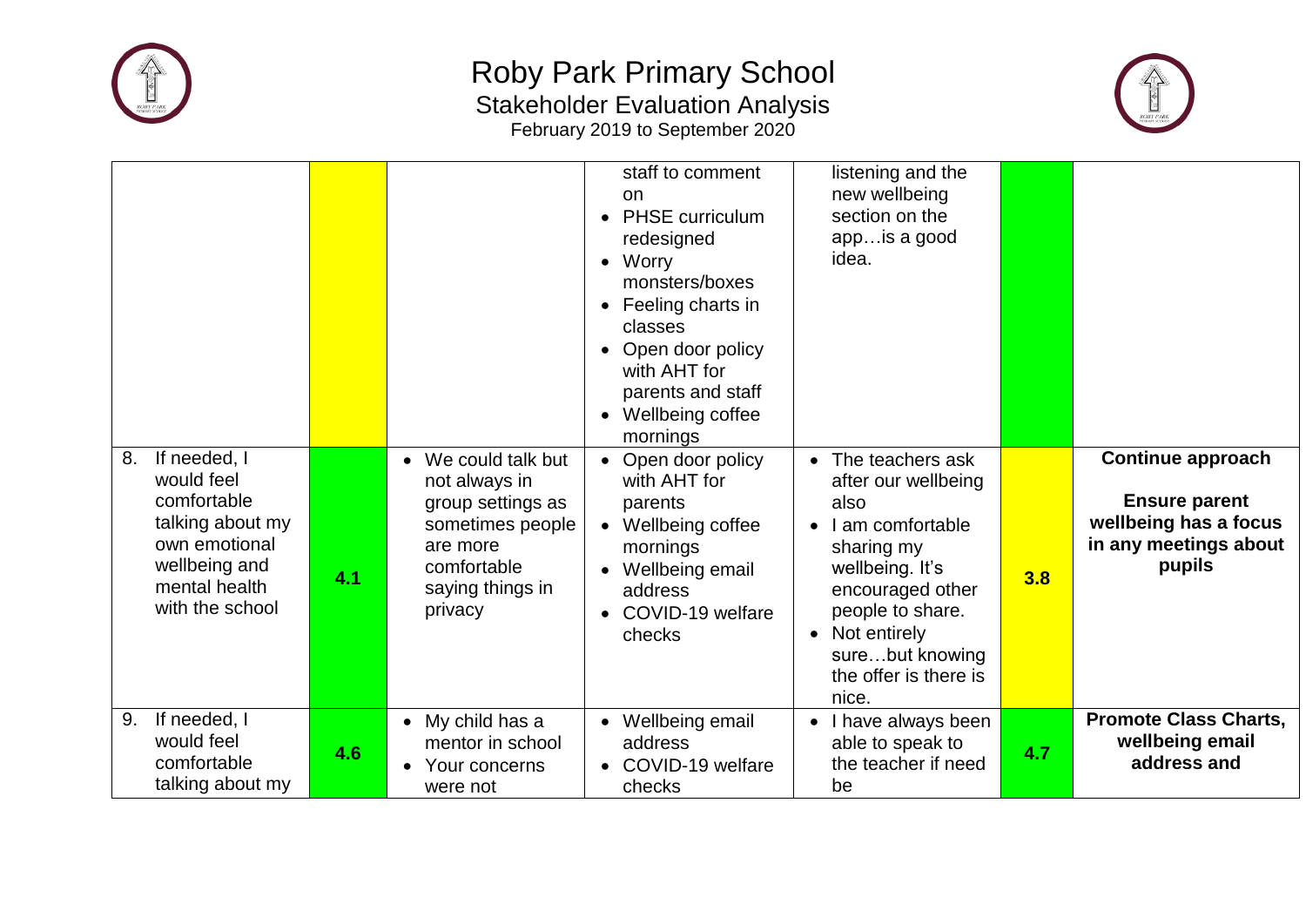# Roby Park Primary School

## Stakeholder Evaluation Analysis

February 2019 to September 2020

| | | | | | | |
|---|---|---|---|---|---|---|
| | | | staff to comment on<br>• PHSE curriculum redesigned<br>• Worry monsters/boxes<br>• Feeling charts in classes<br>• Open door policy with AHT for parents and staff<br>• Wellbeing coffee mornings | listening and the new wellbeing section on the app…is a good idea. | | |
| 8. If needed, I would feel comfortable talking about my own emotional wellbeing and mental health with the school | **4.1** | • We could talk but not always in group settings as sometimes people are more comfortable saying things in privacy | • Open door policy with AHT for parents<br>• Wellbeing coffee mornings<br>• Wellbeing email address<br>• COVID-19 welfare checks | • The teachers ask after our wellbeing also<br>• I am comfortable sharing my wellbeing. It's encouraged other people to share.<br>• Not entirely sure…but knowing the offer is there is nice. | **3.8** | **Continue approach**<br><br>**Ensure parent wellbeing has a focus in any meetings about pupils** |
| 9. If needed, I would feel comfortable talking about my | **4.6** | • My child has a mentor in school<br>• Your concerns were not | • Wellbeing email address<br>• COVID-19 welfare checks | • I have always been able to speak to the teacher if need be | **4.7** | **Promote Class Charts, wellbeing email address and** |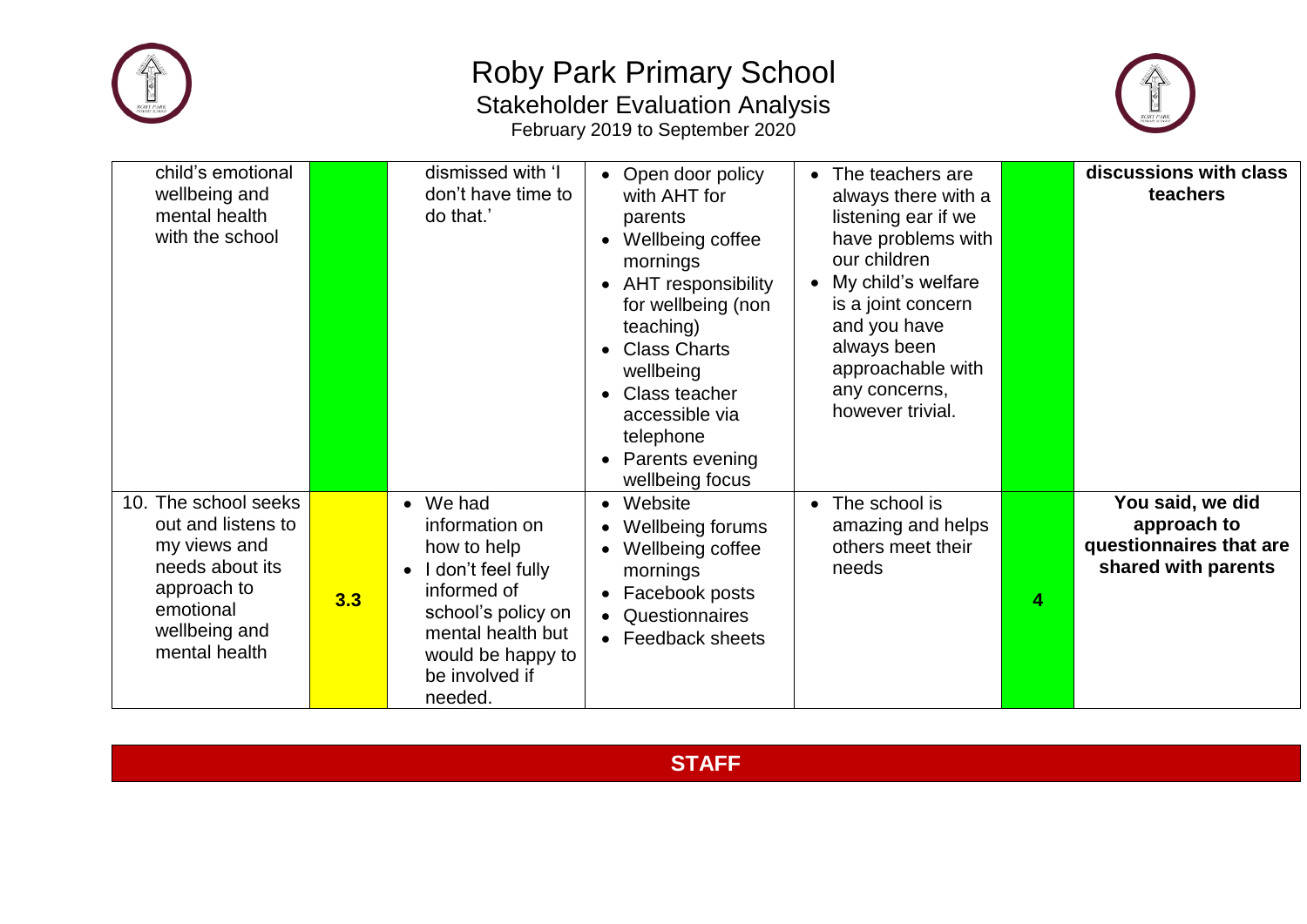# Roby Park Primary School

## Stakeholder Evaluation Analysis

February 2019 to September 2020

| | | | | | | |
|---|---|---|---|---|---|---|
| child's emotional wellbeing and mental health with the school | | dismissed with 'I don't have time to do that.' | • Open door policy with AHT for parents<br>• Wellbeing coffee mornings<br>• AHT responsibility for wellbeing (non teaching)<br>• Class Charts wellbeing<br>• Class teacher accessible via telephone<br>• Parents evening wellbeing focus | • The teachers are always there with a listening ear if we have problems with our children<br>• My child's welfare is a joint concern and you have always been approachable with any concerns, however trivial. | | **discussions with class teachers** |
| 10. The school seeks out and listens to my views and needs about its approach to emotional wellbeing and mental health | **3.3** | • We had information on how to help<br>• I don't feel fully informed of school's policy on mental health but would be happy to be involved if needed. | • Website<br>• Wellbeing forums<br>• Wellbeing coffee mornings<br>• Facebook posts<br>• Questionnaires<br>• Feedback sheets | • The school is amazing and helps others meet their needs | **4** | **You said, we did approach to questionnaires that are shared with parents** |

| **STAFF** |
|---|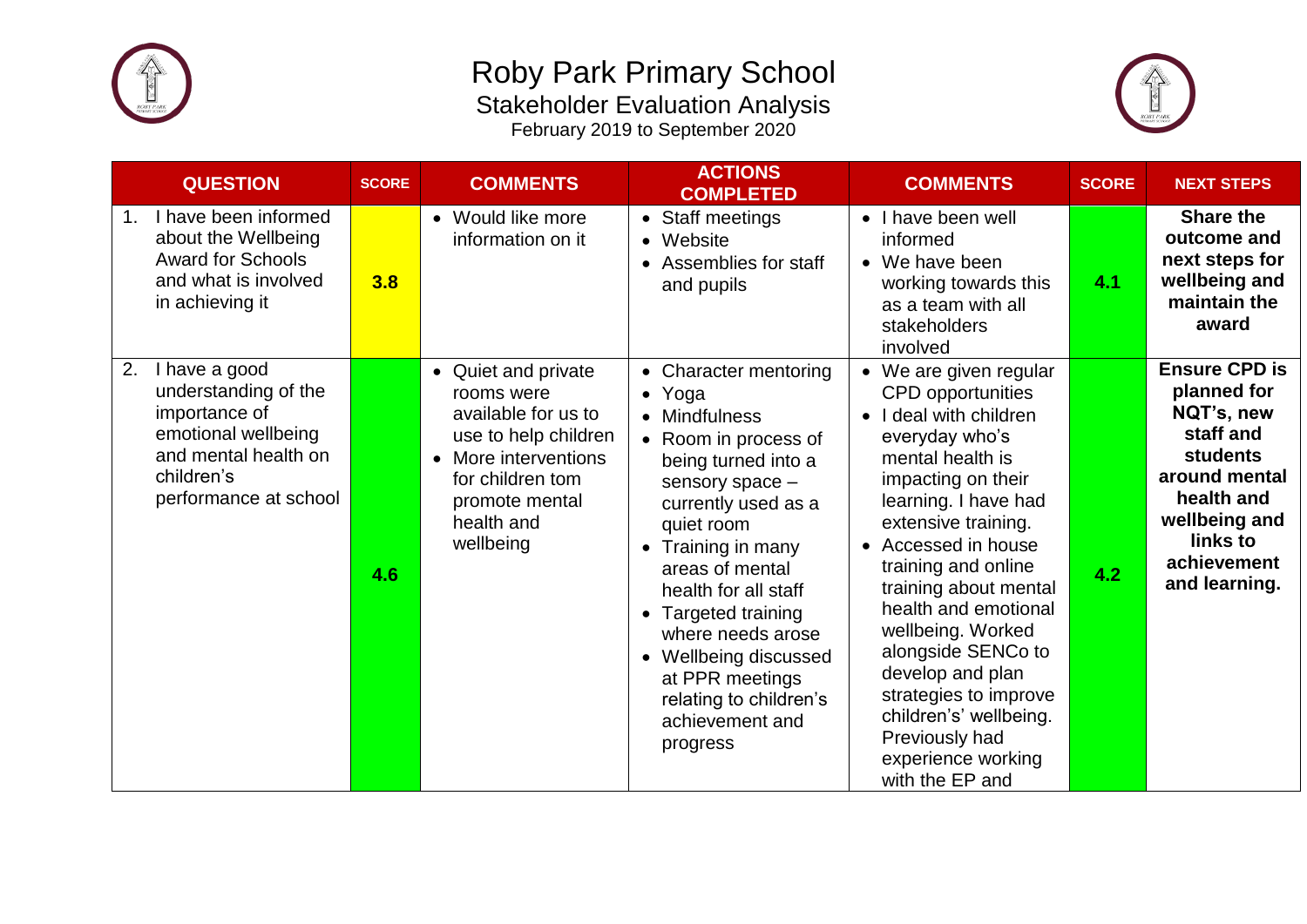# Roby Park Primary School

## Stakeholder Evaluation Analysis

February 2019 to September 2020

| QUESTION | SCORE | COMMENTS | ACTIONS COMPLETED | COMMENTS | SCORE | NEXT STEPS |
|---|---|---|---|---|---|---|
| 1. I have been informed about the Wellbeing Award for Schools and what is involved in achieving it | 3.8 | • Would like more information on it | • Staff meetings<br>• Website<br>• Assemblies for staff and pupils | • I have been well informed<br>• We have been working towards this as a team with all stakeholders involved | 4.1 | **Share the outcome and next steps for wellbeing and maintain the award** |
| 2. I have a good understanding of the importance of emotional wellbeing and mental health on children's performance at school | 4.6 | • Quiet and private rooms were available for us to use to help children<br>• More interventions for children tom promote mental health and wellbeing | • Character mentoring<br>• Yoga<br>• Mindfulness<br>• Room in process of being turned into a sensory space – currently used as a quiet room<br>• Training in many areas of mental health for all staff<br>• Targeted training where needs arose<br>• Wellbeing discussed at PPR meetings relating to children's achievement and progress | • We are given regular CPD opportunities<br>• I deal with children everyday who's mental health is impacting on their learning. I have had extensive training.<br>• Accessed in house training and online training about mental health and emotional wellbeing. Worked alongside SENCo to develop and plan strategies to improve children's' wellbeing. Previously had experience working with the EP and | 4.2 | **Ensure CPD is planned for NQT's, new staff and students around mental health and wellbeing and links to achievement and learning.** |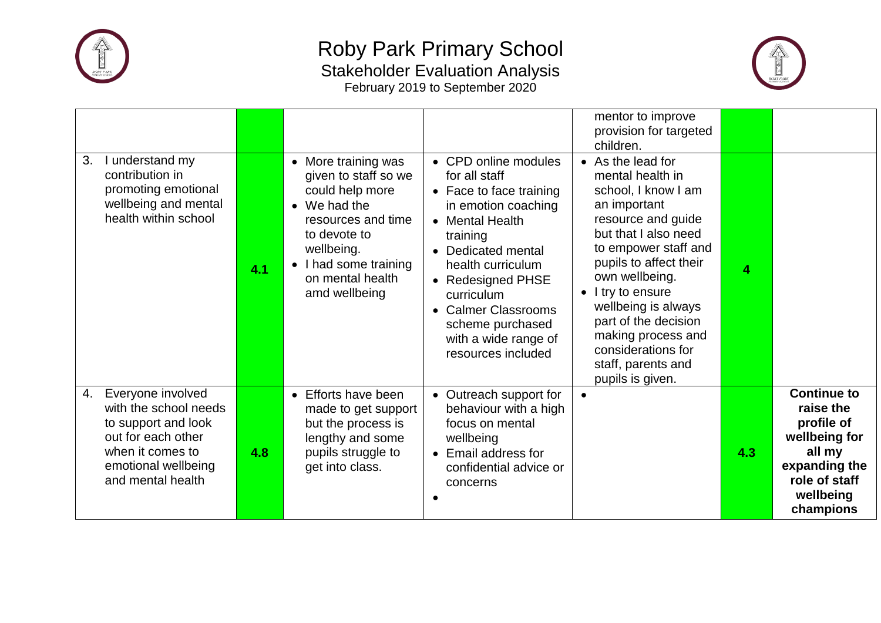# Roby Park Primary School

## Stakeholder Evaluation Analysis

February 2019 to September 2020

| | | | | | | |
|---|---|---|---|---|---|---|
| | | | | mentor to improve provision for targeted children. | | |
| 3. I understand my contribution in promoting emotional wellbeing and mental health within school | 4.1 | • More training was given to staff so we could help more<br>• We had the resources and time to devote to wellbeing.<br>• I had some training on mental health amd wellbeing | • CPD online modules for all staff<br>• Face to face training in emotion coaching<br>• Mental Health training<br>• Dedicated mental health curriculum<br>• Redesigned PHSE curriculum<br>• Calmer Classrooms scheme purchased with a wide range of resources included | • As the lead for mental health in school, I know I am an important resource and guide but that I also need to empower staff and pupils to affect their own wellbeing.<br>• I try to ensure wellbeing is always part of the decision making process and considerations for staff, parents and pupils is given. | 4 | |
| 4. Everyone involved with the school needs to support and look out for each other when it comes to emotional wellbeing and mental health | 4.8 | • Efforts have been made to get support but the process is lengthy and some pupils struggle to get into class. | • Outreach support for behaviour with a high focus on mental wellbeing<br>• Email address for confidential advice or concerns<br>• | • | 4.3 | **Continue to raise the profile of wellbeing for all my expanding the role of staff wellbeing champions** |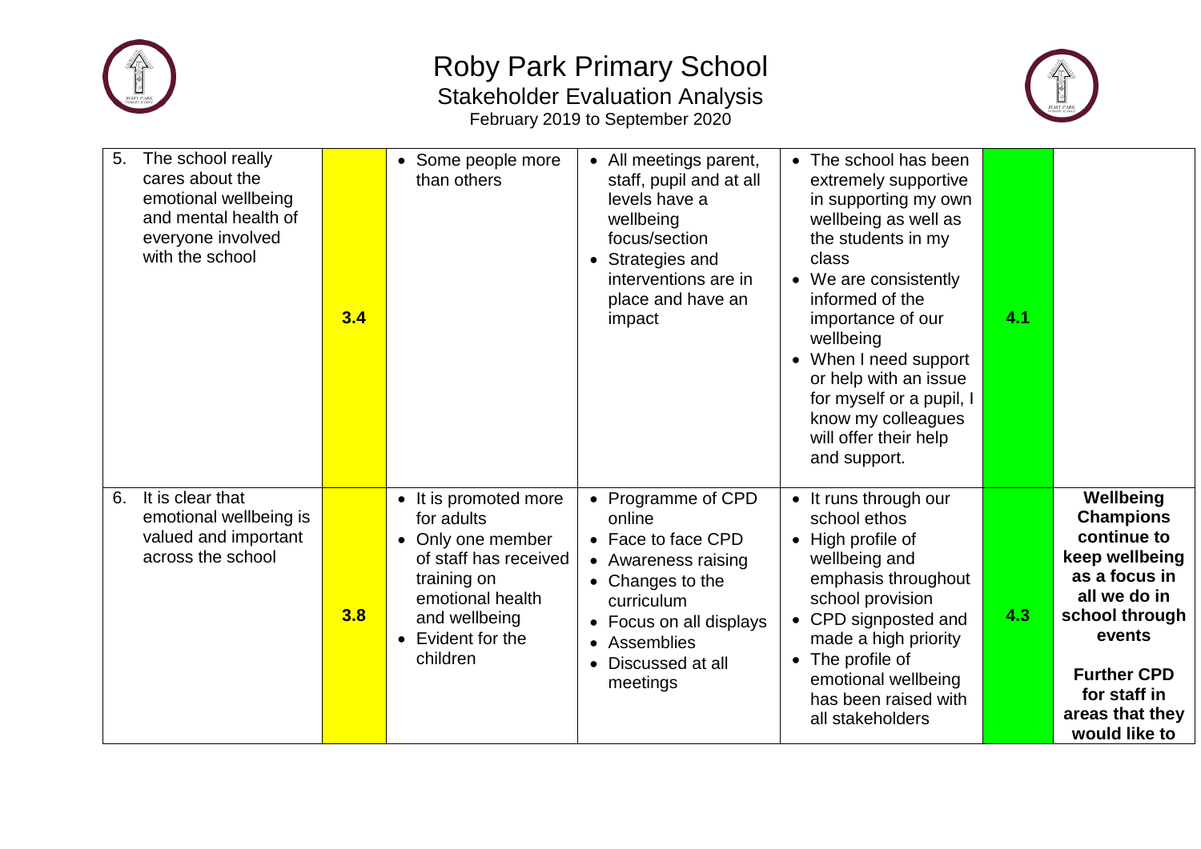# Roby Park Primary School

## Stakeholder Evaluation Analysis

February 2019 to September 2020

| | | | | | | |
|---|---|---|---|---|---|---|
| 5. The school really cares about the emotional wellbeing and mental health of everyone involved with the school | **3.4** | • Some people more than others | • All meetings parent, staff, pupil and at all levels have a wellbeing focus/section<br>• Strategies and interventions are in place and have an impact | • The school has been extremely supportive in supporting my own wellbeing as well as the students in my class<br>• We are consistently informed of the importance of our wellbeing<br>• When I need support or help with an issue for myself or a pupil, I know my colleagues will offer their help and support. | **4.1** | |
| 6. It is clear that emotional wellbeing is valued and important across the school | **3.8** | • It is promoted more for adults<br>• Only one member of staff has received training on emotional health and wellbeing<br>• Evident for the children | • Programme of CPD online<br>• Face to face CPD<br>• Awareness raising<br>• Changes to the curriculum<br>• Focus on all displays<br>• Assemblies<br>• Discussed at all meetings | • It runs through our school ethos<br>• High profile of wellbeing and emphasis throughout school provision<br>• CPD signposted and made a high priority<br>• The profile of emotional wellbeing has been raised with all stakeholders | **4.3** | **Wellbeing Champions continue to keep wellbeing as a focus in all we do in school through events**<br><br>**Further CPD for staff in areas that they would like to** |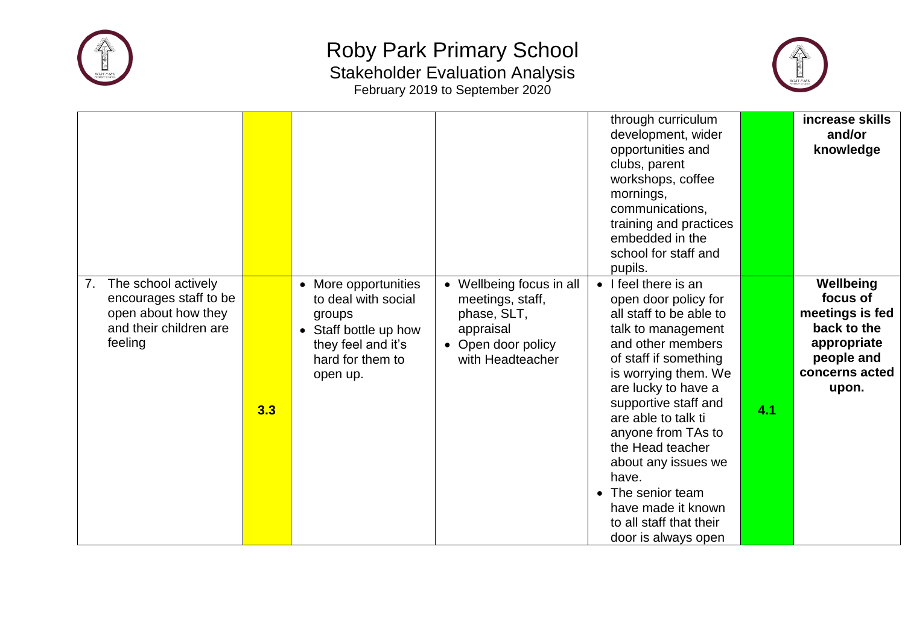# Roby Park Primary School

## Stakeholder Evaluation Analysis

February 2019 to September 2020

| | | | | | | |
|---|---|---|---|---|---|---|
| | | | | through curriculum development, wider opportunities and clubs, parent workshops, coffee mornings, communications, training and practices embedded in the school for staff and pupils. | | **increase skills and/or knowledge** |
| 7. The school actively encourages staff to be open about how they and their children are feeling | 3.3 | • More opportunities to deal with social groups<br>• Staff bottle up how they feel and it's hard for them to open up. | • Wellbeing focus in all meetings, staff, phase, SLT, appraisal<br>• Open door policy with Headteacher | • I feel there is an open door policy for all staff to be able to talk to management and other members of staff if something is worrying them. We are lucky to have a supportive staff and are able to talk ti anyone from TAs to the Head teacher about any issues we have.<br>• The senior team have made it known to all staff that their door is always open | 4.1 | **Wellbeing focus of meetings is fed back to the appropriate people and concerns acted upon.** |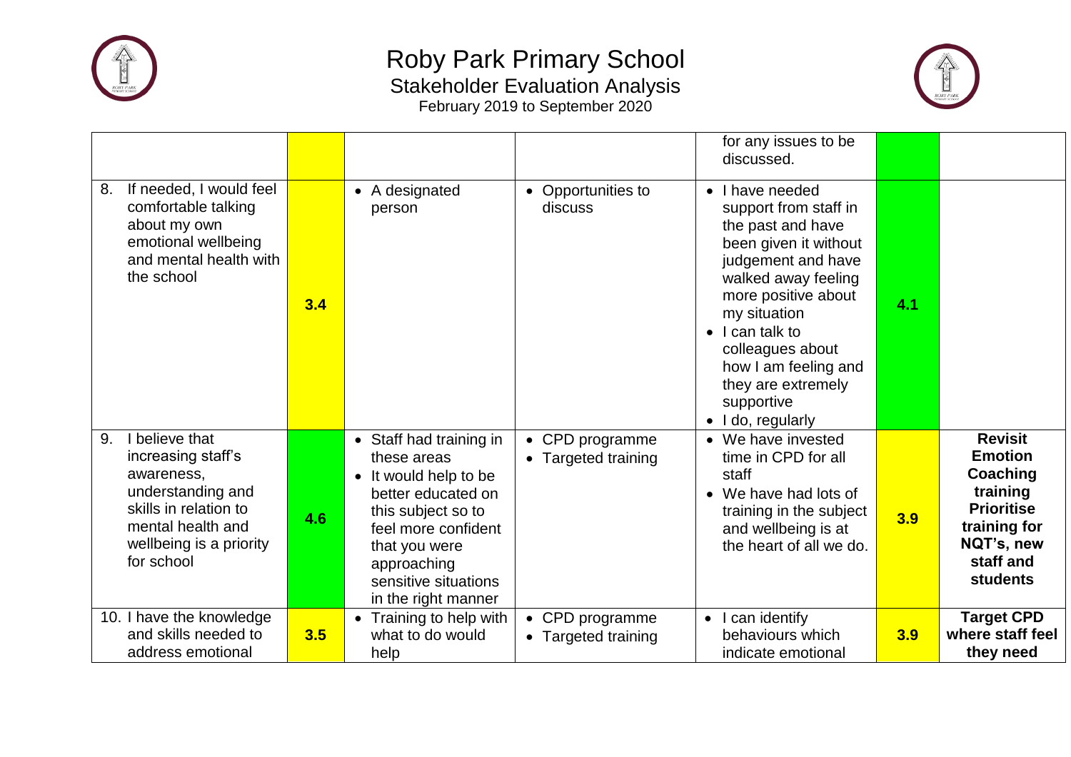# Roby Park Primary School

## Stakeholder Evaluation Analysis

February 2019 to September 2020

| | | | | | | |
|---|---|---|---|---|---|---|
| | | | | for any issues to be discussed. | | |
| 8. If needed, I would feel comfortable talking about my own emotional wellbeing and mental health with the school | 3.4 | • A designated person | • Opportunities to discuss | • I have needed support from staff in the past and have been given it without judgement and have walked away feeling more positive about my situation<br>• I can talk to colleagues about how I am feeling and they are extremely supportive<br>• I do, regularly | 4.1 | |
| 9. I believe that increasing staff's awareness, understanding and skills in relation to mental health and wellbeing is a priority for school | 4.6 | • Staff had training in these areas<br>• It would help to be better educated on this subject so to feel more confident that you were approaching sensitive situations in the right manner | • CPD programme<br>• Targeted training | • We have invested time in CPD for all staff<br>• We have had lots of training in the subject and wellbeing is at the heart of all we do. | 3.9 | **Revisit Emotion Coaching training Prioritise training for NQT's, new staff and students** |
| 10. I have the knowledge and skills needed to address emotional | 3.5 | • Training to help with what to do would help | • CPD programme<br>• Targeted training | • I can identify behaviours which indicate emotional | 3.9 | **Target CPD where staff feel they need** |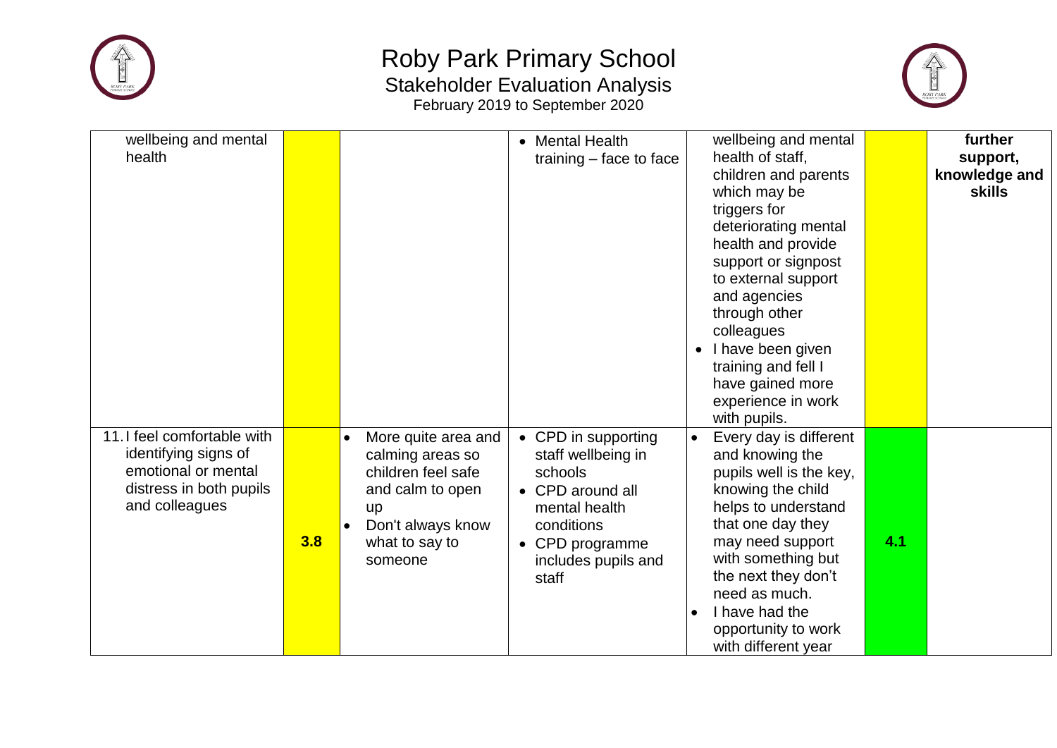| | | | | | | |
|---|---|---|---|---|---|---|
| wellbeing and mental health | | | • Mental Health training – face to face | wellbeing and mental health of staff, children and parents which may be triggers for deteriorating mental health and provide support or signpost to external support and agencies through other colleagues<br>• I have been given training and fell I have gained more experience in work with pupils. | | **further support, knowledge and skills** |
| 11. I feel comfortable with identifying signs of emotional or mental distress in both pupils and colleagues | **3.8** | • More quite area and calming areas so children feel safe and calm to open up<br>• Don't always know what to say to someone | • CPD in supporting staff wellbeing in schools<br>• CPD around all mental health conditions<br>• CPD programme includes pupils and staff | • Every day is different and knowing the pupils well is the key, knowing the child helps to understand that one day they may need support with something but the next they don't need as much.<br>• I have had the opportunity to work with different year | **4.1** | |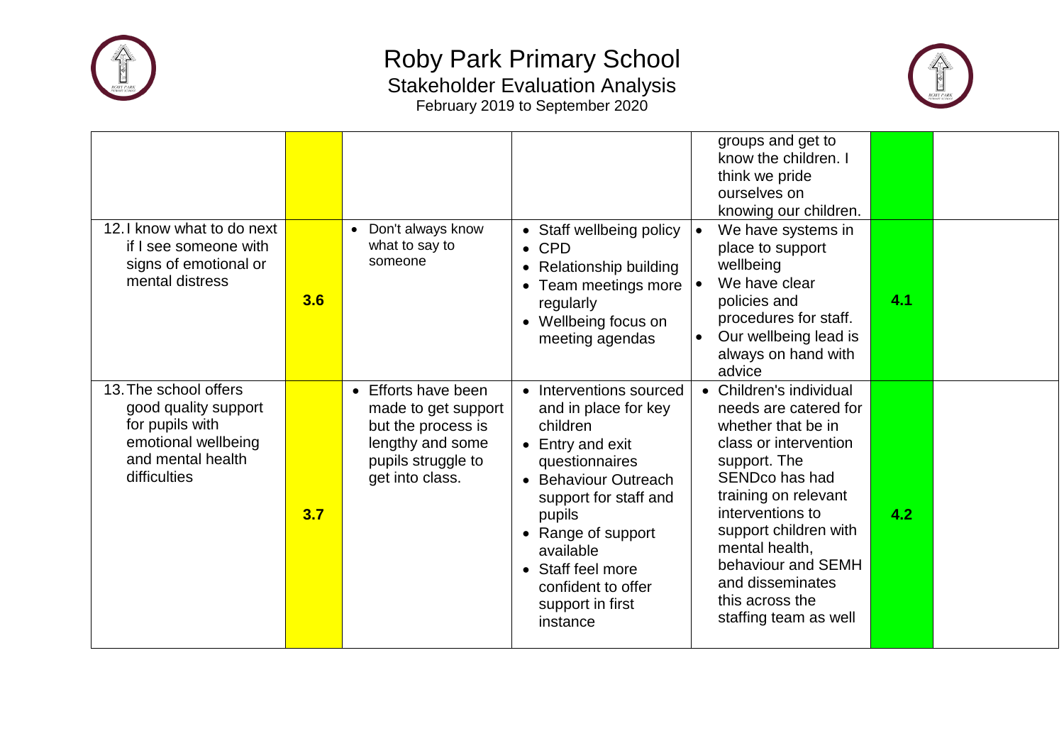# Roby Park Primary School

## Stakeholder Evaluation Analysis

February 2019 to September 2020

| | | | | | | |
|---|---|---|---|---|---|---|
| | | | | groups and get to know the children. I think we pride ourselves on knowing our children. | | |
| 12. I know what to do next if I see someone with signs of emotional or mental distress | 3.6 | • Don't always know what to say to someone | • Staff wellbeing policy<br>• CPD<br>• Relationship building<br>• Team meetings more regularly<br>• Wellbeing focus on meeting agendas | • We have systems in place to support wellbeing<br>• We have clear policies and procedures for staff.<br>• Our wellbeing lead is always on hand with advice | 4.1 | |
| 13. The school offers good quality support for pupils with emotional wellbeing and mental health difficulties | 3.7 | • Efforts have been made to get support but the process is lengthy and some pupils struggle to get into class. | • Interventions sourced and in place for key children<br>• Entry and exit questionnaires<br>• Behaviour Outreach support for staff and pupils<br>• Range of support available<br>• Staff feel more confident to offer support in first instance | • Children's individual needs are catered for whether that be in class or intervention support. The SENDco has had training on relevant interventions to support children with mental health, behaviour and SEMH and disseminates this across the staffing team as well | 4.2 | |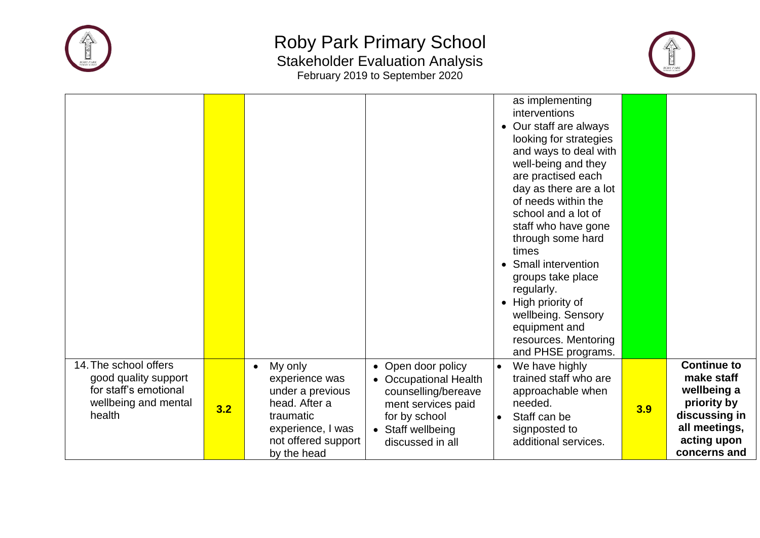# Roby Park Primary School

## Stakeholder Evaluation Analysis

February 2019 to September 2020

| | | | | | | |
|---|---|---|---|---|---|---|
| | | | | as implementing interventions<br>• Our staff are always looking for strategies and ways to deal with well-being and they are practised each day as there are a lot of needs within the school and a lot of staff who have gone through some hard times<br>• Small intervention groups take place regularly.<br>• High priority of wellbeing. Sensory equipment and resources. Mentoring and PHSE programs. | | |
| 14. The school offers good quality support for staff's emotional wellbeing and mental health | **3.2** | • My only experience was under a previous head. After a traumatic experience, I was not offered support by the head | • Open door policy<br>• Occupational Health counselling/bereavement services paid for by school<br>• Staff wellbeing discussed in all | • We have highly trained staff who are approachable when needed.<br>• Staff can be signposted to additional services. | **3.9** | **Continue to make staff wellbeing a priority by discussing in all meetings, acting upon concerns and** |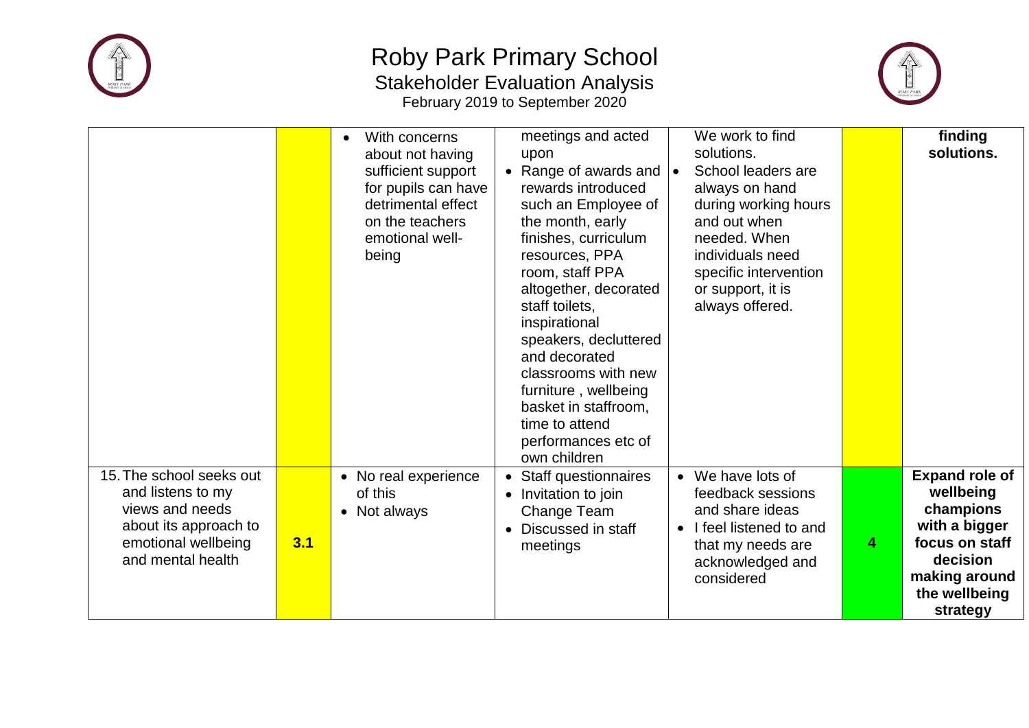# Roby Park Primary School

## Stakeholder Evaluation Analysis

February 2019 to September 2020

| | | | | | | |
|---|---|---|---|---|---|---|
| | | • With concerns about not having sufficient support for pupils can have detrimental effect on the teachers emotional well-being | meetings and acted upon<br>• Range of awards and rewards introduced such an Employee of the month, early finishes, curriculum resources, PPA room, staff PPA altogether, decorated staff toilets, inspirational speakers, decluttered and decorated classrooms with new furniture , wellbeing basket in staffroom, time to attend performances etc of own children | We work to find solutions.<br>• School leaders are always on hand during working hours and out when needed. When individuals need specific intervention or support, it is always offered. | | **finding solutions.** |
| 15. The school seeks out and listens to my views and needs about its approach to emotional wellbeing and mental health | **3.1** | • No real experience of this<br>• Not always | • Staff questionnaires<br>• Invitation to join Change Team<br>• Discussed in staff meetings | • We have lots of feedback sessions and share ideas<br>• I feel listened to and that my needs are acknowledged and considered | **4** | **Expand role of wellbeing champions with a bigger focus on staff decision making around the wellbeing strategy** |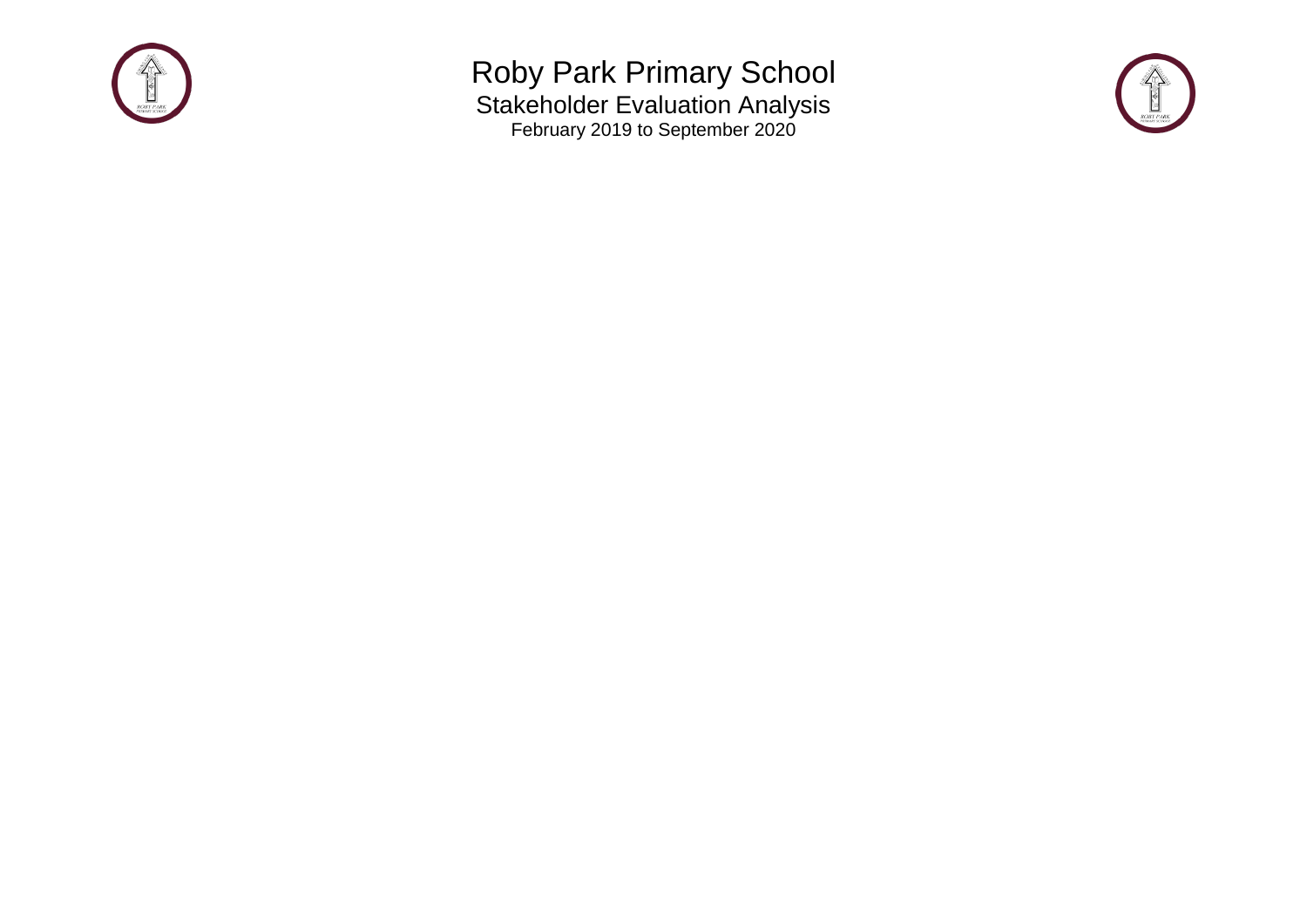# Roby Park Primary School

## Stakeholder Evaluation Analysis

February 2019 to September 2020